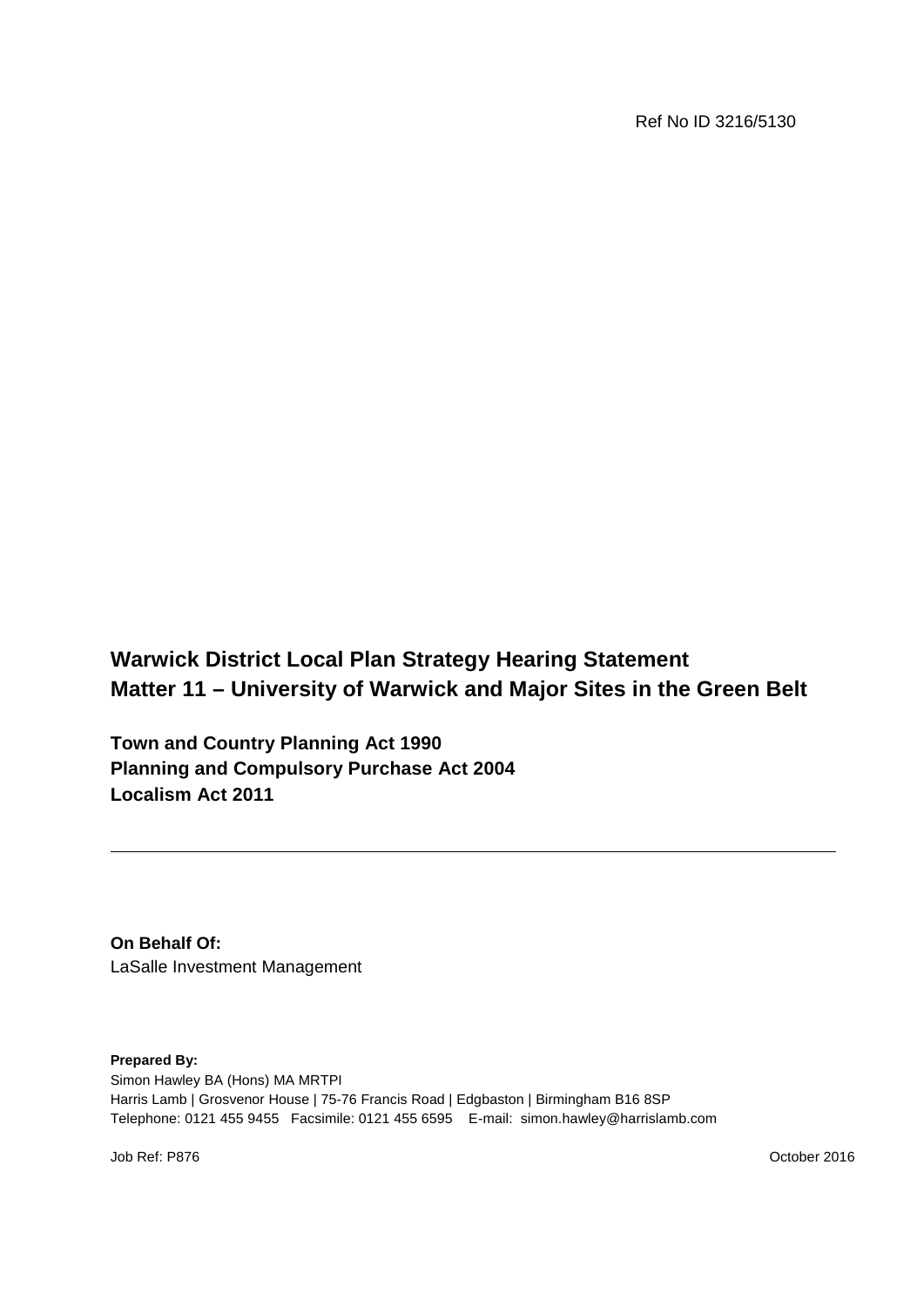Ref No ID 3216/5130

# Warwick District Local Plan Strategy Hearing Statement
# Matter 11 – University of Warwick and Major Sites in the Green Belt

**Town and Country Planning Act 1990**
**Planning and Compulsory Purchase Act 2004**
**Localism Act 2011**

---

**On Behalf Of:**
LaSalle Investment Management

**Prepared By:**
Simon Hawley BA (Hons) MA MRTPI
Harris Lamb | Grosvenor House | 75-76 Francis Road | Edgbaston | Birmingham B16 8SP
Telephone: 0121 455 9455 Facsimile: 0121 455 6595 E-mail: simon.hawley@harrislamb.com

Job Ref: P876

October 2016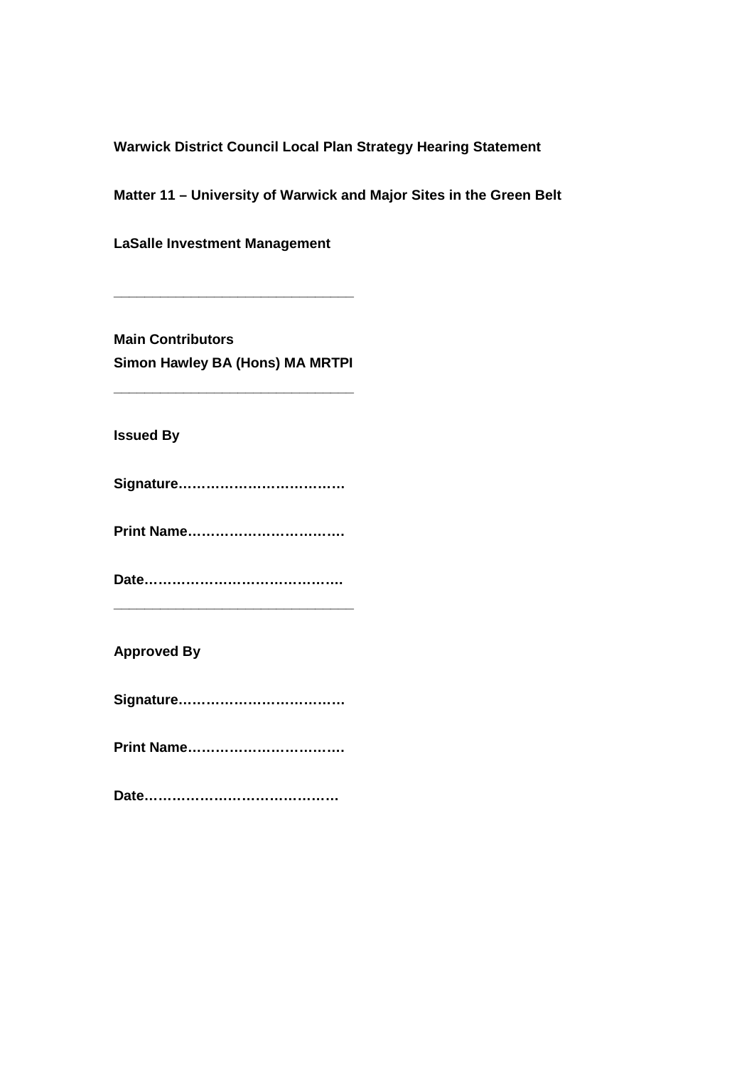**Warwick District Council Local Plan Strategy Hearing Statement**

**Matter 11 – University of Warwick and Major Sites in the Green Belt**

**LaSalle Investment Management**

---

**Main Contributors**
**Simon Hawley BA (Hons) MA MRTPI**

---

**Issued By**

**Signature………………………………**

**Print Name…………………………….**

**Date…………………………………….**

---

**Approved By**

**Signature………………………………**

**Print Name…………………………….**

**Date……………………………………**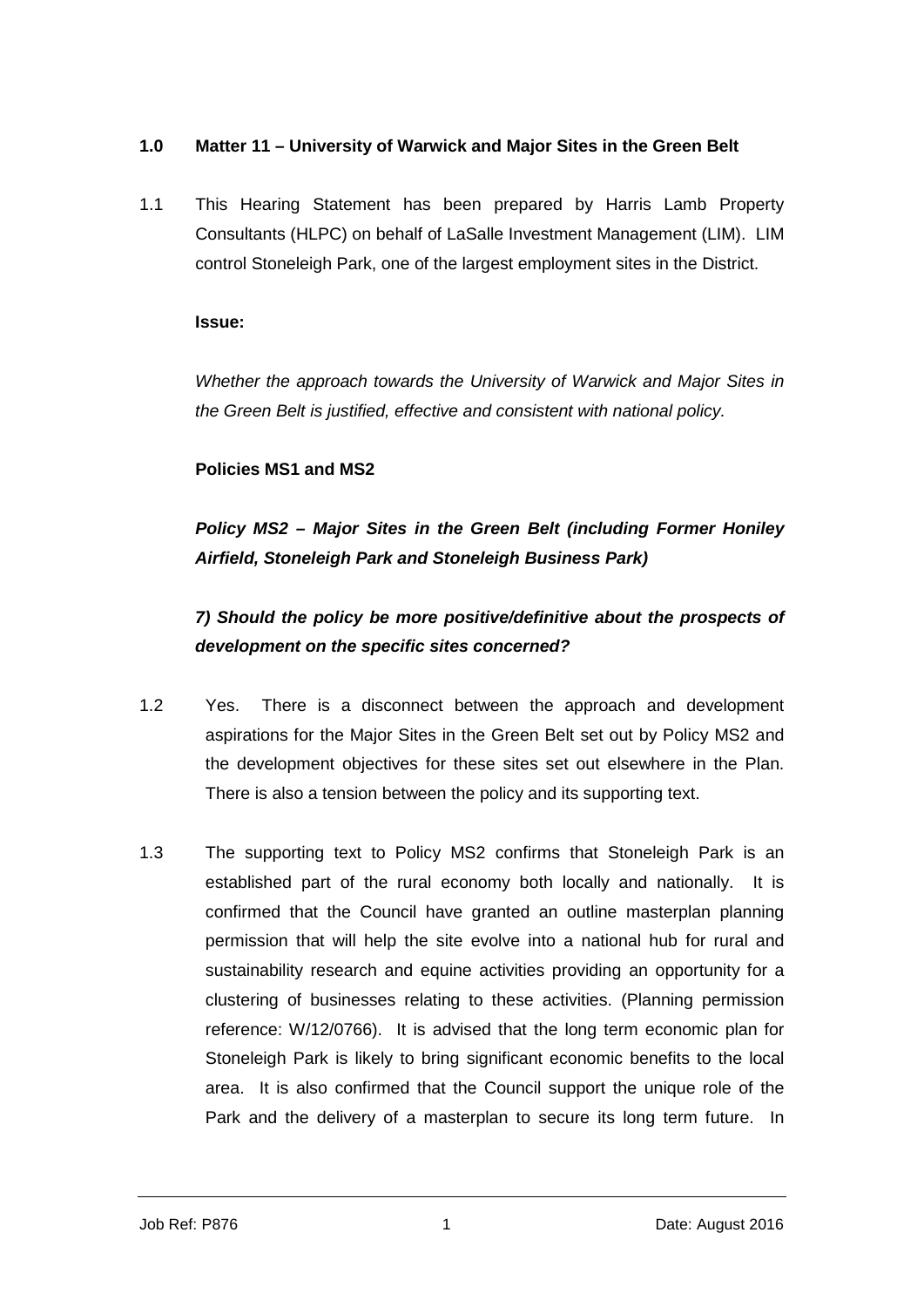## 1.0 Matter 11 – University of Warwick and Major Sites in the Green Belt

1.1 This Hearing Statement has been prepared by Harris Lamb Property Consultants (HLPC) on behalf of LaSalle Investment Management (LIM). LIM control Stoneleigh Park, one of the largest employment sites in the District.

**Issue:**

*Whether the approach towards the University of Warwick and Major Sites in the Green Belt is justified, effective and consistent with national policy.*

**Policies MS1 and MS2**

***Policy MS2 – Major Sites in the Green Belt (including Former Honiley Airfield, Stoneleigh Park and Stoneleigh Business Park)***

***7) Should the policy be more positive/definitive about the prospects of development on the specific sites concerned?***

1.2 Yes. There is a disconnect between the approach and development aspirations for the Major Sites in the Green Belt set out by Policy MS2 and the development objectives for these sites set out elsewhere in the Plan. There is also a tension between the policy and its supporting text.

1.3 The supporting text to Policy MS2 confirms that Stoneleigh Park is an established part of the rural economy both locally and nationally. It is confirmed that the Council have granted an outline masterplan planning permission that will help the site evolve into a national hub for rural and sustainability research and equine activities providing an opportunity for a clustering of businesses relating to these activities. (Planning permission reference: W/12/0766). It is advised that the long term economic plan for Stoneleigh Park is likely to bring significant economic benefits to the local area. It is also confirmed that the Council support the unique role of the Park and the delivery of a masterplan to secure its long term future. In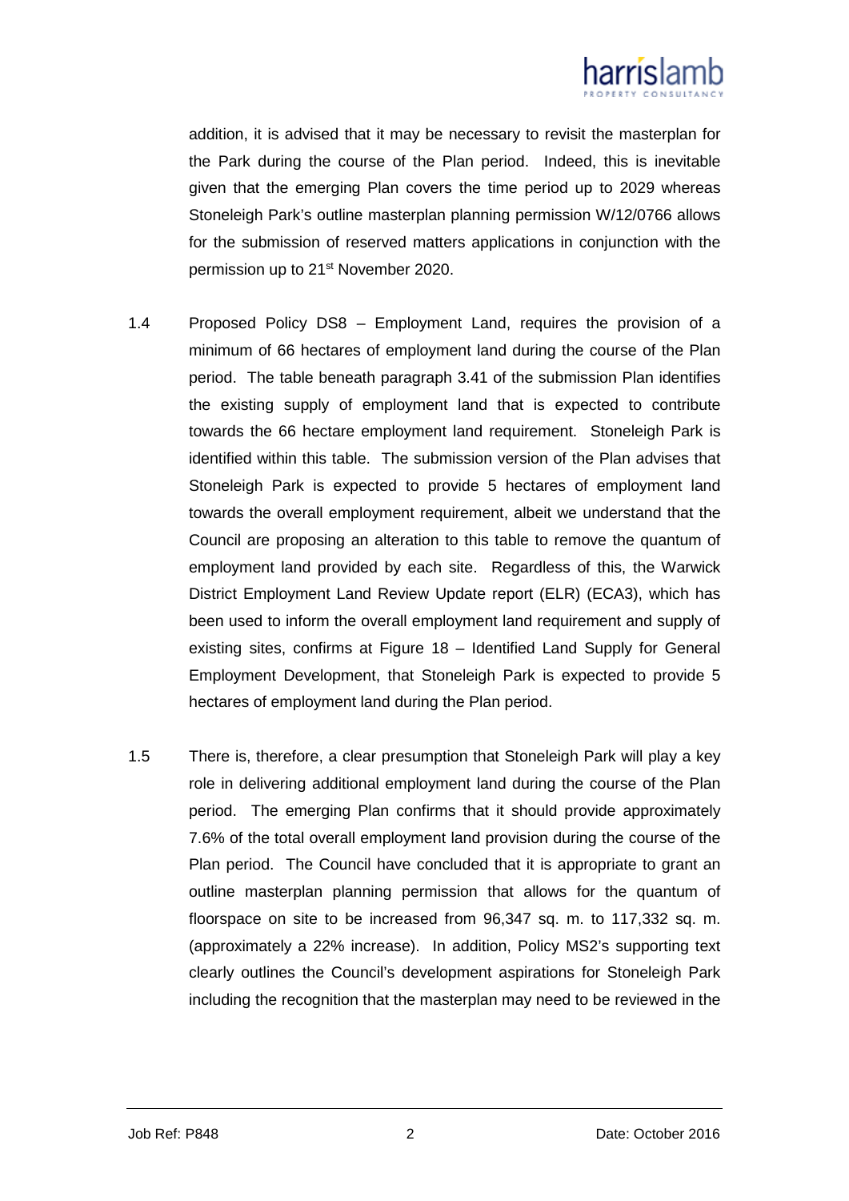addition, it is advised that it may be necessary to revisit the masterplan for the Park during the course of the Plan period. Indeed, this is inevitable given that the emerging Plan covers the time period up to 2029 whereas Stoneleigh Park's outline masterplan planning permission W/12/0766 allows for the submission of reserved matters applications in conjunction with the permission up to 21st November 2020.

1.4 Proposed Policy DS8 – Employment Land, requires the provision of a minimum of 66 hectares of employment land during the course of the Plan period. The table beneath paragraph 3.41 of the submission Plan identifies the existing supply of employment land that is expected to contribute towards the 66 hectare employment land requirement. Stoneleigh Park is identified within this table. The submission version of the Plan advises that Stoneleigh Park is expected to provide 5 hectares of employment land towards the overall employment requirement, albeit we understand that the Council are proposing an alteration to this table to remove the quantum of employment land provided by each site. Regardless of this, the Warwick District Employment Land Review Update report (ELR) (ECA3), which has been used to inform the overall employment land requirement and supply of existing sites, confirms at Figure 18 – Identified Land Supply for General Employment Development, that Stoneleigh Park is expected to provide 5 hectares of employment land during the Plan period.

1.5 There is, therefore, a clear presumption that Stoneleigh Park will play a key role in delivering additional employment land during the course of the Plan period. The emerging Plan confirms that it should provide approximately 7.6% of the total overall employment land provision during the course of the Plan period. The Council have concluded that it is appropriate to grant an outline masterplan planning permission that allows for the quantum of floorspace on site to be increased from 96,347 sq. m. to 117,332 sq. m. (approximately a 22% increase). In addition, Policy MS2's supporting text clearly outlines the Council's development aspirations for Stoneleigh Park including the recognition that the masterplan may need to be reviewed in the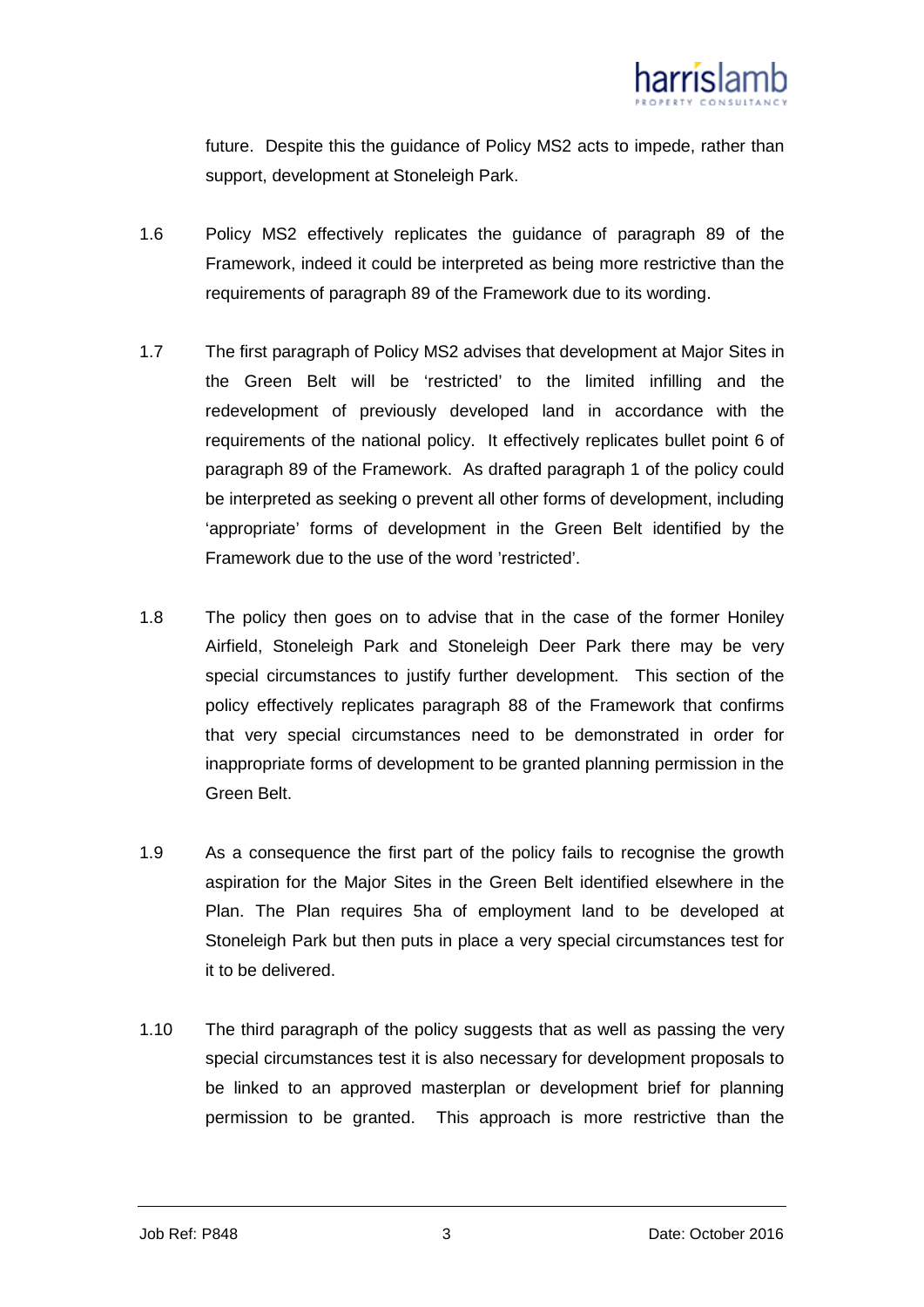future. Despite this the guidance of Policy MS2 acts to impede, rather than support, development at Stoneleigh Park.

1.6 Policy MS2 effectively replicates the guidance of paragraph 89 of the Framework, indeed it could be interpreted as being more restrictive than the requirements of paragraph 89 of the Framework due to its wording.

1.7 The first paragraph of Policy MS2 advises that development at Major Sites in the Green Belt will be 'restricted' to the limited infilling and the redevelopment of previously developed land in accordance with the requirements of the national policy. It effectively replicates bullet point 6 of paragraph 89 of the Framework. As drafted paragraph 1 of the policy could be interpreted as seeking o prevent all other forms of development, including 'appropriate' forms of development in the Green Belt identified by the Framework due to the use of the word 'restricted'.

1.8 The policy then goes on to advise that in the case of the former Honiley Airfield, Stoneleigh Park and Stoneleigh Deer Park there may be very special circumstances to justify further development. This section of the policy effectively replicates paragraph 88 of the Framework that confirms that very special circumstances need to be demonstrated in order for inappropriate forms of development to be granted planning permission in the Green Belt.

1.9 As a consequence the first part of the policy fails to recognise the growth aspiration for the Major Sites in the Green Belt identified elsewhere in the Plan. The Plan requires 5ha of employment land to be developed at Stoneleigh Park but then puts in place a very special circumstances test for it to be delivered.

1.10 The third paragraph of the policy suggests that as well as passing the very special circumstances test it is also necessary for development proposals to be linked to an approved masterplan or development brief for planning permission to be granted. This approach is more restrictive than the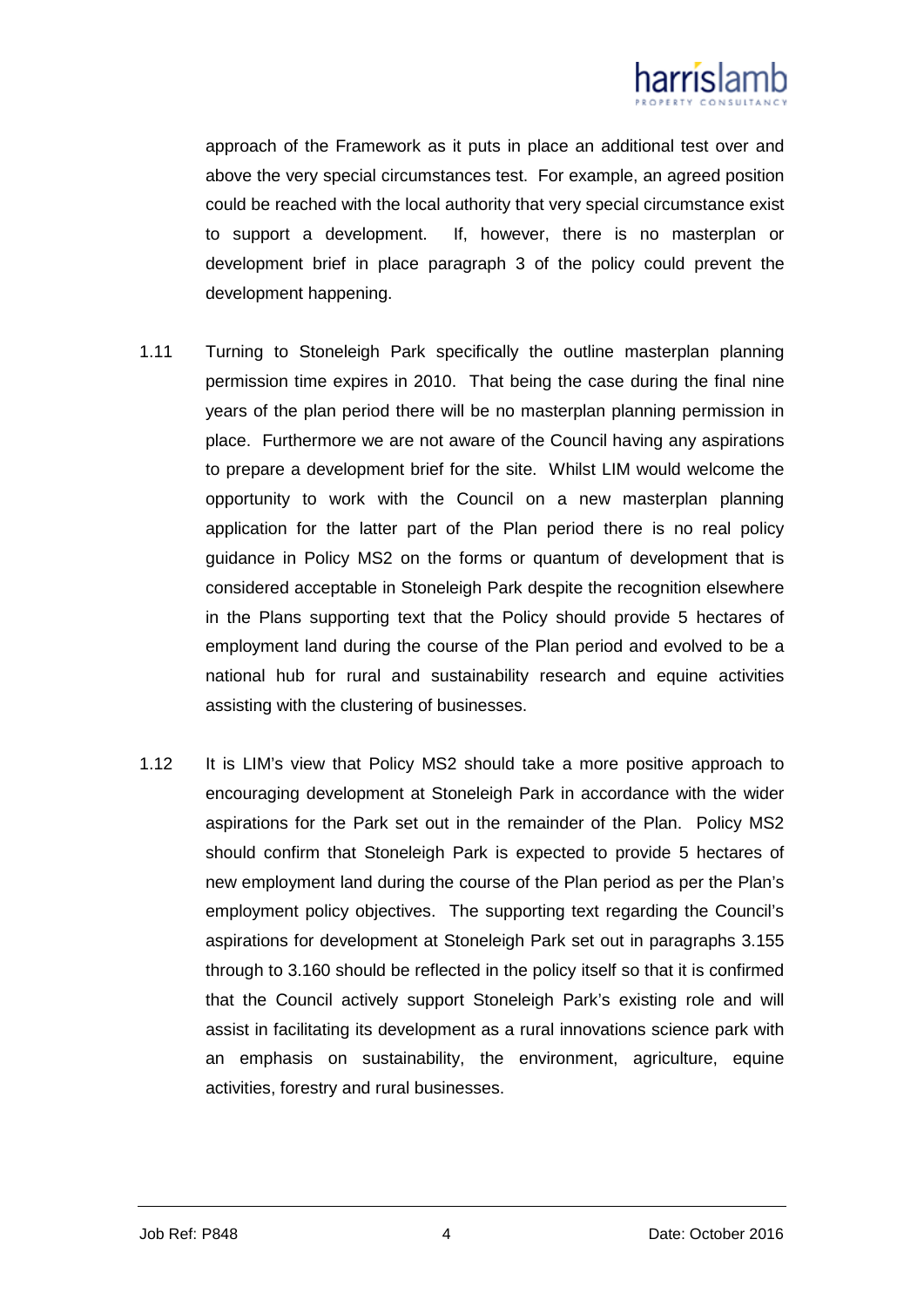approach of the Framework as it puts in place an additional test over and above the very special circumstances test. For example, an agreed position could be reached with the local authority that very special circumstance exist to support a development. If, however, there is no masterplan or development brief in place paragraph 3 of the policy could prevent the development happening.

1.11 Turning to Stoneleigh Park specifically the outline masterplan planning permission time expires in 2010. That being the case during the final nine years of the plan period there will be no masterplan planning permission in place. Furthermore we are not aware of the Council having any aspirations to prepare a development brief for the site. Whilst LIM would welcome the opportunity to work with the Council on a new masterplan planning application for the latter part of the Plan period there is no real policy guidance in Policy MS2 on the forms or quantum of development that is considered acceptable in Stoneleigh Park despite the recognition elsewhere in the Plans supporting text that the Policy should provide 5 hectares of employment land during the course of the Plan period and evolved to be a national hub for rural and sustainability research and equine activities assisting with the clustering of businesses.

1.12 It is LIM's view that Policy MS2 should take a more positive approach to encouraging development at Stoneleigh Park in accordance with the wider aspirations for the Park set out in the remainder of the Plan. Policy MS2 should confirm that Stoneleigh Park is expected to provide 5 hectares of new employment land during the course of the Plan period as per the Plan's employment policy objectives. The supporting text regarding the Council's aspirations for development at Stoneleigh Park set out in paragraphs 3.155 through to 3.160 should be reflected in the policy itself so that it is confirmed that the Council actively support Stoneleigh Park's existing role and will assist in facilitating its development as a rural innovations science park with an emphasis on sustainability, the environment, agriculture, equine activities, forestry and rural businesses.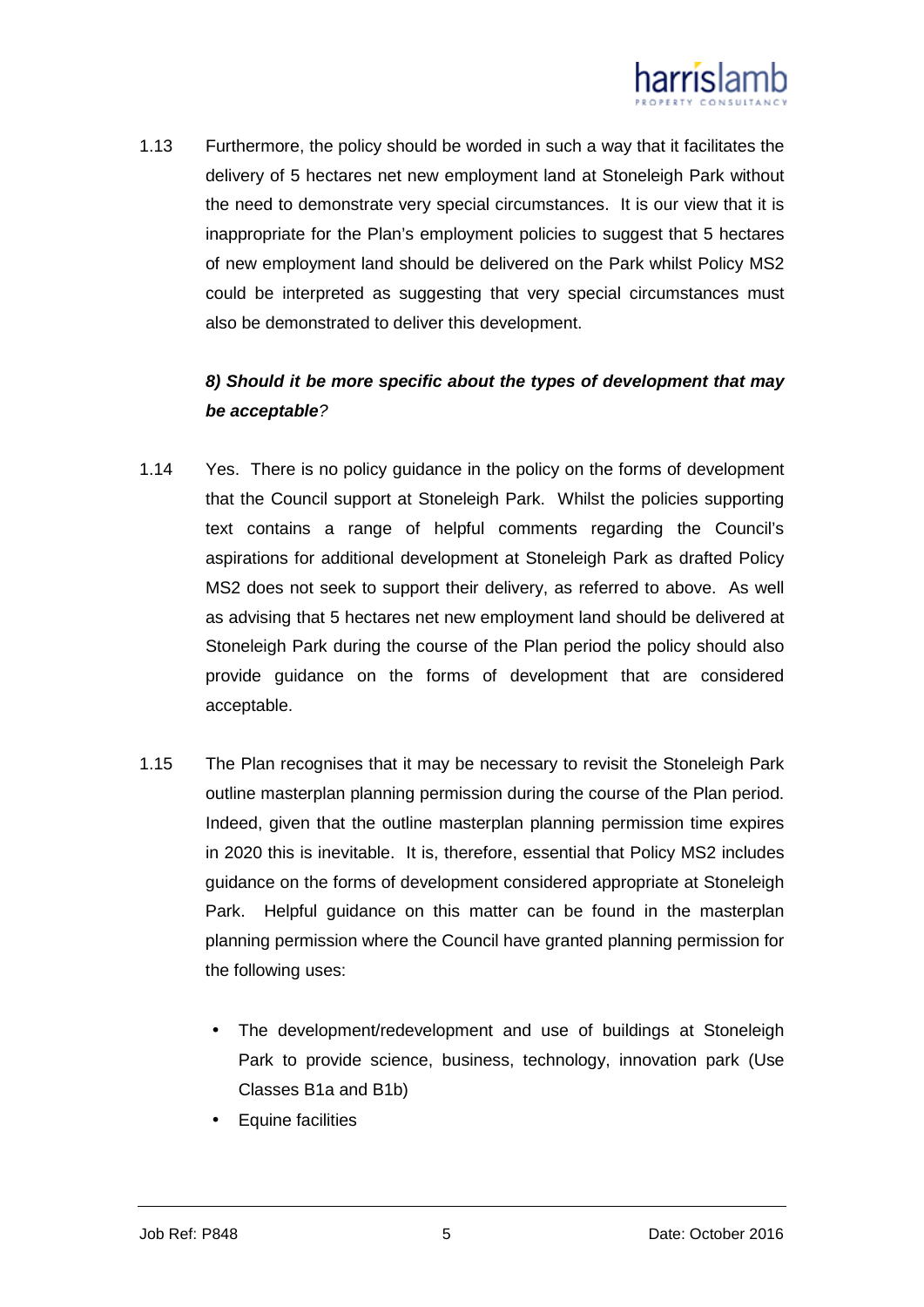1.13 Furthermore, the policy should be worded in such a way that it facilitates the delivery of 5 hectares net new employment land at Stoneleigh Park without the need to demonstrate very special circumstances. It is our view that it is inappropriate for the Plan's employment policies to suggest that 5 hectares of new employment land should be delivered on the Park whilst Policy MS2 could be interpreted as suggesting that very special circumstances must also be demonstrated to deliver this development.

***8) Should it be more specific about the types of development that may be acceptable****?*

1.14 Yes. There is no policy guidance in the policy on the forms of development that the Council support at Stoneleigh Park. Whilst the policies supporting text contains a range of helpful comments regarding the Council's aspirations for additional development at Stoneleigh Park as drafted Policy MS2 does not seek to support their delivery, as referred to above. As well as advising that 5 hectares net new employment land should be delivered at Stoneleigh Park during the course of the Plan period the policy should also provide guidance on the forms of development that are considered acceptable.

1.15 The Plan recognises that it may be necessary to revisit the Stoneleigh Park outline masterplan planning permission during the course of the Plan period. Indeed, given that the outline masterplan planning permission time expires in 2020 this is inevitable. It is, therefore, essential that Policy MS2 includes guidance on the forms of development considered appropriate at Stoneleigh Park. Helpful guidance on this matter can be found in the masterplan planning permission where the Council have granted planning permission for the following uses:

- The development/redevelopment and use of buildings at Stoneleigh Park to provide science, business, technology, innovation park (Use Classes B1a and B1b)
- Equine facilities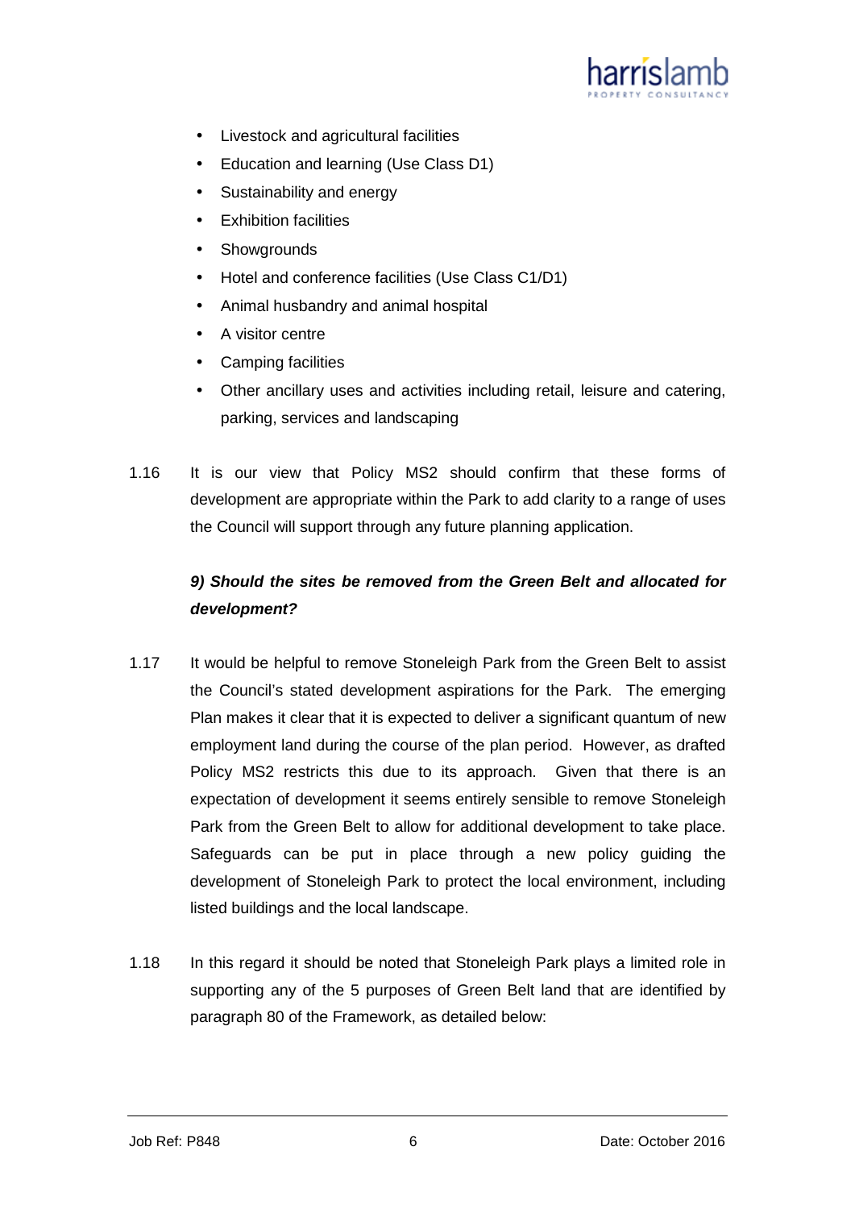- Livestock and agricultural facilities
- Education and learning (Use Class D1)
- Sustainability and energy
- Exhibition facilities
- Showgrounds
- Hotel and conference facilities (Use Class C1/D1)
- Animal husbandry and animal hospital
- A visitor centre
- Camping facilities
- Other ancillary uses and activities including retail, leisure and catering, parking, services and landscaping

1.16 It is our view that Policy MS2 should confirm that these forms of development are appropriate within the Park to add clarity to a range of uses the Council will support through any future planning application.

***9) Should the sites be removed from the Green Belt and allocated for development?***

1.17 It would be helpful to remove Stoneleigh Park from the Green Belt to assist the Council's stated development aspirations for the Park. The emerging Plan makes it clear that it is expected to deliver a significant quantum of new employment land during the course of the plan period. However, as drafted Policy MS2 restricts this due to its approach. Given that there is an expectation of development it seems entirely sensible to remove Stoneleigh Park from the Green Belt to allow for additional development to take place. Safeguards can be put in place through a new policy guiding the development of Stoneleigh Park to protect the local environment, including listed buildings and the local landscape.

1.18 In this regard it should be noted that Stoneleigh Park plays a limited role in supporting any of the 5 purposes of Green Belt land that are identified by paragraph 80 of the Framework, as detailed below: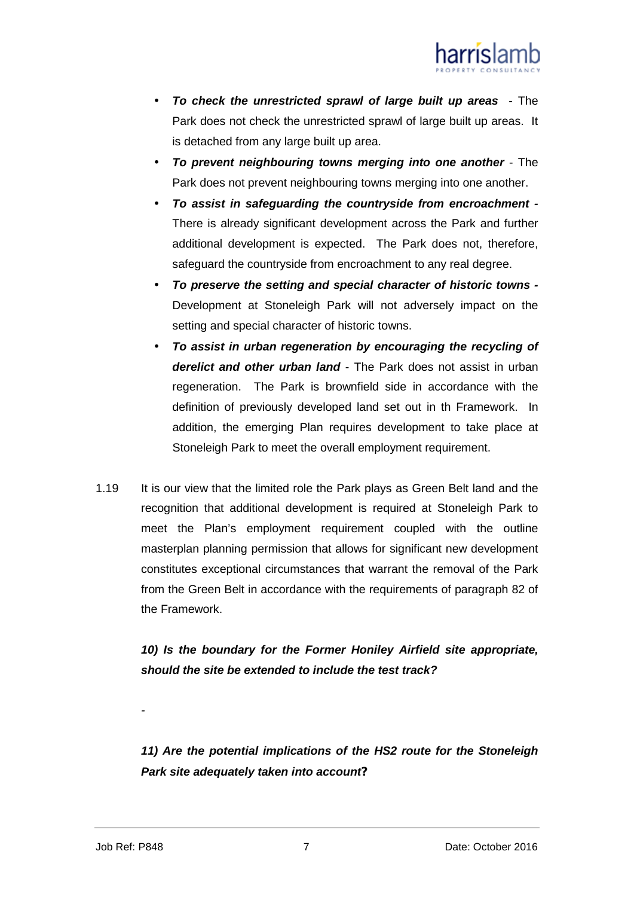- ***To check the unrestricted sprawl of large built up areas*** - The Park does not check the unrestricted sprawl of large built up areas. It is detached from any large built up area.
- ***To prevent neighbouring towns merging into one another*** - The Park does not prevent neighbouring towns merging into one another.
- ***To assist in safeguarding the countryside from encroachment -*** There is already significant development across the Park and further additional development is expected. The Park does not, therefore, safeguard the countryside from encroachment to any real degree.
- ***To preserve the setting and special character of historic towns -*** Development at Stoneleigh Park will not adversely impact on the setting and special character of historic towns.
- ***To assist in urban regeneration by encouraging the recycling of derelict and other urban land*** - The Park does not assist in urban regeneration. The Park is brownfield side in accordance with the definition of previously developed land set out in th Framework. In addition, the emerging Plan requires development to take place at Stoneleigh Park to meet the overall employment requirement.

1.19 It is our view that the limited role the Park plays as Green Belt land and the recognition that additional development is required at Stoneleigh Park to meet the Plan's employment requirement coupled with the outline masterplan planning permission that allows for significant new development constitutes exceptional circumstances that warrant the removal of the Park from the Green Belt in accordance with the requirements of paragraph 82 of the Framework.

***10) Is the boundary for the Former Honiley Airfield site appropriate, should the site be extended to include the test track?***

-

***11) Are the potential implications of the HS2 route for the Stoneleigh Park site adequately taken into account*?**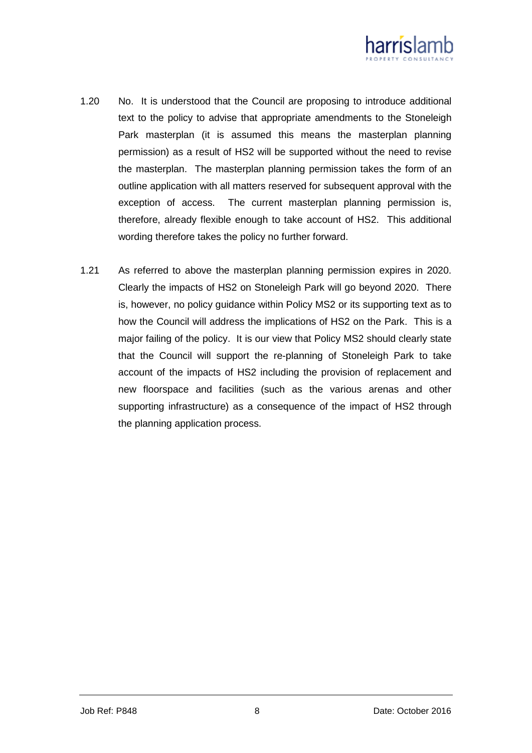1.20 No. It is understood that the Council are proposing to introduce additional text to the policy to advise that appropriate amendments to the Stoneleigh Park masterplan (it is assumed this means the masterplan planning permission) as a result of HS2 will be supported without the need to revise the masterplan. The masterplan planning permission takes the form of an outline application with all matters reserved for subsequent approval with the exception of access. The current masterplan planning permission is, therefore, already flexible enough to take account of HS2. This additional wording therefore takes the policy no further forward.

1.21 As referred to above the masterplan planning permission expires in 2020. Clearly the impacts of HS2 on Stoneleigh Park will go beyond 2020. There is, however, no policy guidance within Policy MS2 or its supporting text as to how the Council will address the implications of HS2 on the Park. This is a major failing of the policy. It is our view that Policy MS2 should clearly state that the Council will support the re-planning of Stoneleigh Park to take account of the impacts of HS2 including the provision of replacement and new floorspace and facilities (such as the various arenas and other supporting infrastructure) as a consequence of the impact of HS2 through the planning application process.